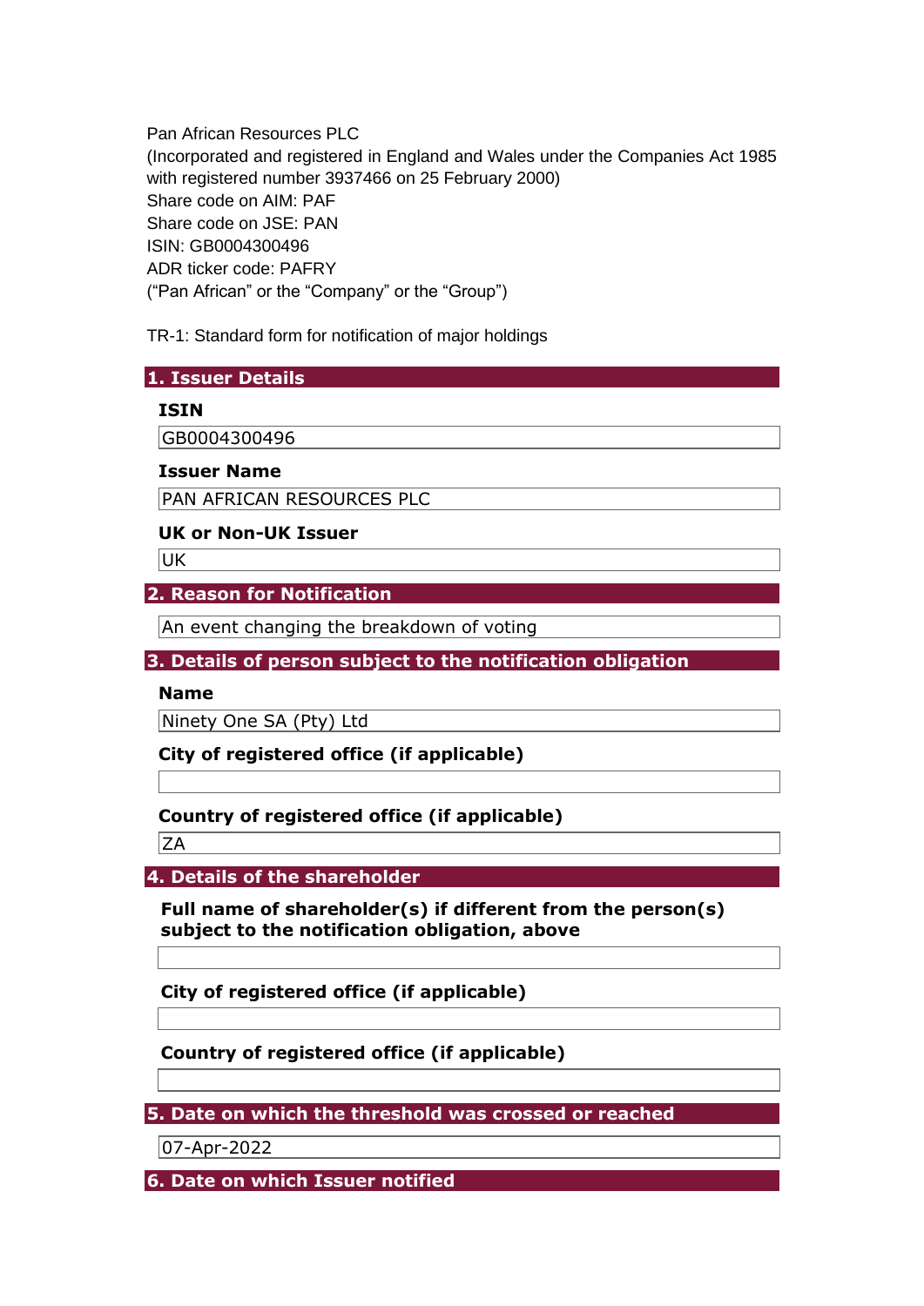Pan African Resources PLC
(Incorporated and registered in England and Wales under the Companies Act 1985 with registered number 3937466 on 25 February 2000)
Share code on AIM: PAF
Share code on JSE: PAN
ISIN: GB0004300496
ADR ticker code: PAFRY
("Pan African" or the "Company" or the "Group")

TR-1: Standard form for notification of major holdings

## 1. Issuer Details

**ISIN**

GB0004300496

**Issuer Name**

PAN AFRICAN RESOURCES PLC

**UK or Non-UK Issuer**

UK

## 2. Reason for Notification

An event changing the breakdown of voting

## 3. Details of person subject to the notification obligation

**Name**

Ninety One SA (Pty) Ltd

**City of registered office (if applicable)**

**Country of registered office (if applicable)**

ZA

## 4. Details of the shareholder

**Full name of shareholder(s) if different from the person(s) subject to the notification obligation, above**

**City of registered office (if applicable)**

**Country of registered office (if applicable)**

## 5. Date on which the threshold was crossed or reached

07-Apr-2022

## 6. Date on which Issuer notified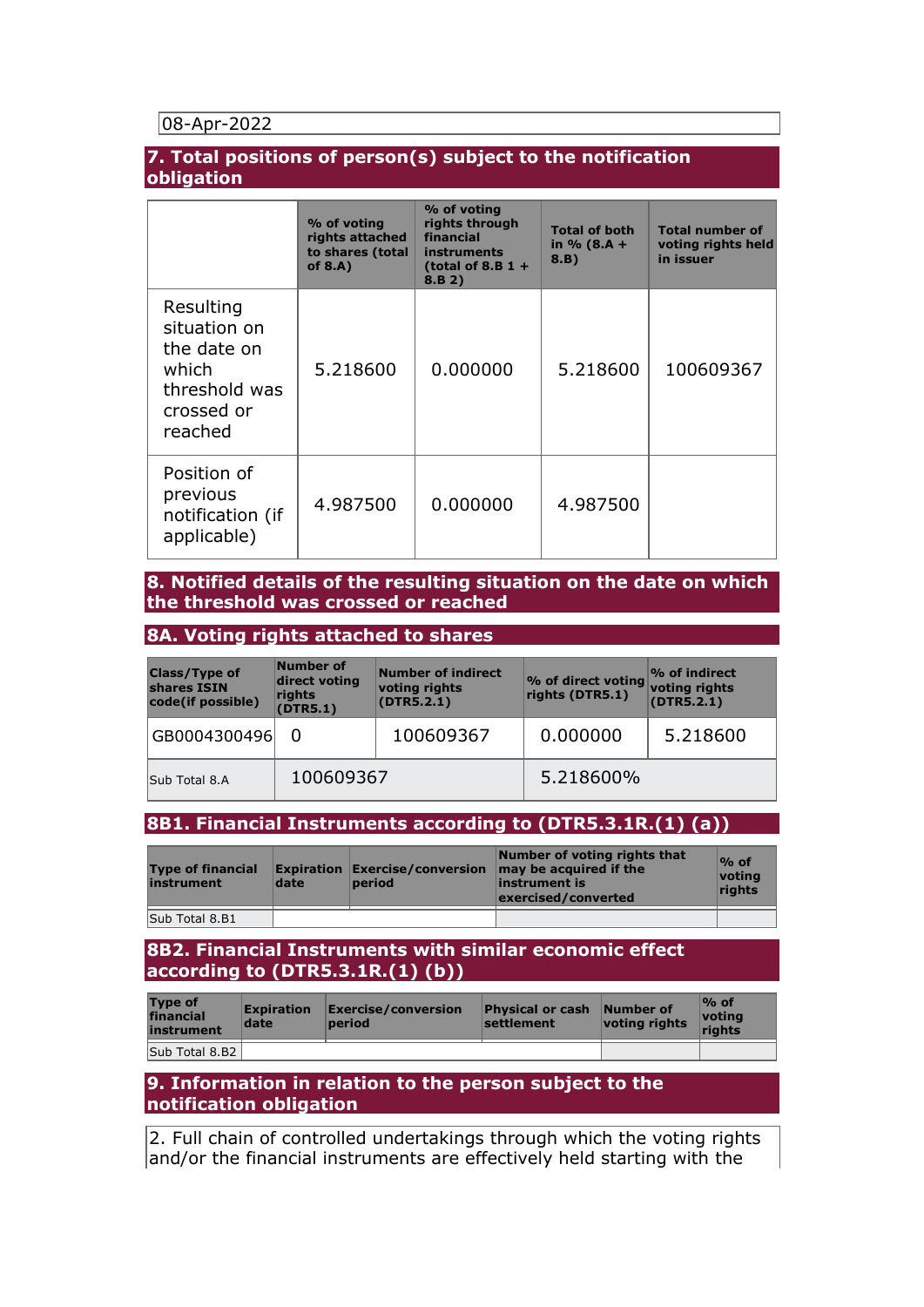08-Apr-2022

## 7. Total positions of person(s) subject to the notification obligation

| | % of voting rights attached to shares (total of 8.A) | % of voting rights through financial instruments (total of 8.B 1 + 8.B 2) | Total of both in % (8.A + 8.B) | Total number of voting rights held in issuer |
|---|---|---|---|---|
| Resulting situation on the date on which threshold was crossed or reached | 5.218600 | 0.000000 | 5.218600 | 100609367 |
| Position of previous notification (if applicable) | 4.987500 | 0.000000 | 4.987500 | |

## 8. Notified details of the resulting situation on the date on which the threshold was crossed or reached

## 8A. Voting rights attached to shares

| Class/Type of shares ISIN code(if possible) | Number of direct voting rights (DTR5.1) | Number of indirect voting rights (DTR5.2.1) | % of direct voting rights (DTR5.1) | % of indirect voting rights (DTR5.2.1) |
|---|---|---|---|---|
| GB0004300496 | 0 | 100609367 | 0.000000 | 5.218600 |
| Sub Total 8.A | 100609367 | | 5.218600% | |

## 8B1. Financial Instruments according to (DTR5.3.1R.(1) (a))

| Type of financial instrument | Expiration date | Exercise/conversion period | Number of voting rights that may be acquired if the instrument is exercised/converted | % of voting rights |
|---|---|---|---|---|
| Sub Total 8.B1 | | | | |

## 8B2. Financial Instruments with similar economic effect according to (DTR5.3.1R.(1) (b))

| Type of financial instrument | Expiration date | Exercise/conversion period | Physical or cash settlement | Number of voting rights | % of voting rights |
|---|---|---|---|---|---|
| Sub Total 8.B2 | | | | | |

## 9. Information in relation to the person subject to the notification obligation

2. Full chain of controlled undertakings through which the voting rights and/or the financial instruments are effectively held starting with the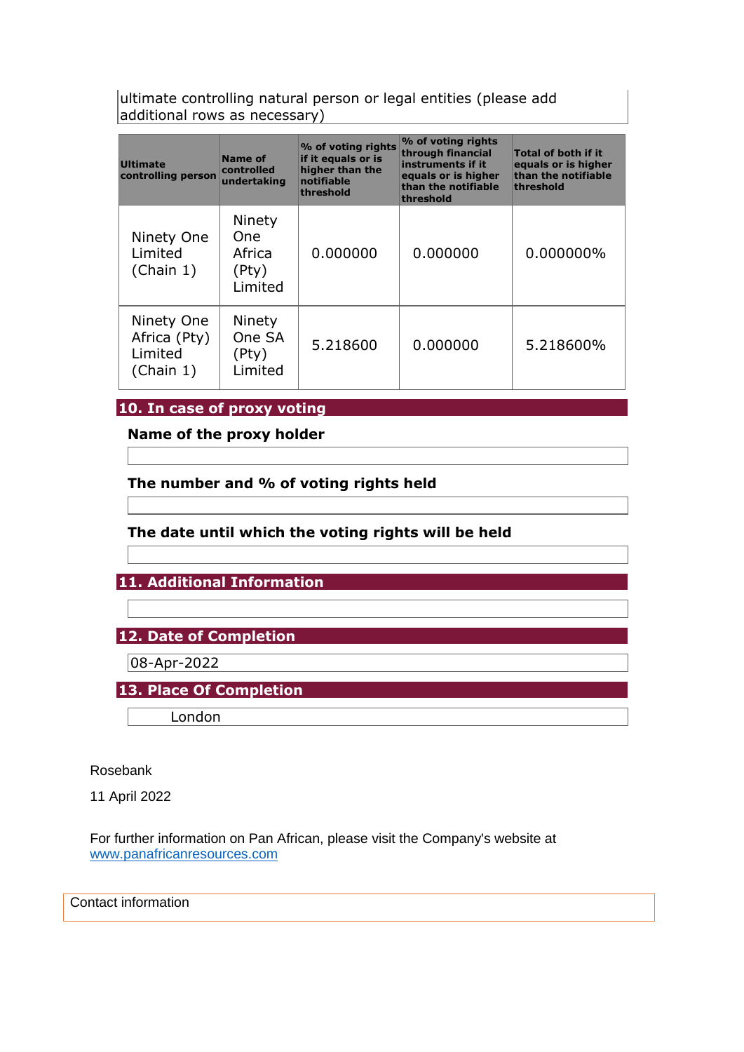ultimate controlling natural person or legal entities (please add additional rows as necessary)

| Ultimate controlling person | Name of controlled undertaking | % of voting rights if it equals or is higher than the notifiable threshold | % of voting rights through financial instruments if it equals or is higher than the notifiable threshold | Total of both if it equals or is higher than the notifiable threshold |
|---|---|---|---|---|
| Ninety One Limited (Chain 1) | Ninety One Africa (Pty) Limited | 0.000000 | 0.000000 | 0.000000% |
| Ninety One Africa (Pty) Limited (Chain 1) | Ninety One SA (Pty) Limited | 5.218600 | 0.000000 | 5.218600% |

## 10. In case of proxy voting

**Name of the proxy holder**

**The number and % of voting rights held**

**The date until which the voting rights will be held**

## 11. Additional Information

## 12. Date of Completion

08-Apr-2022

## 13. Place Of Completion

London

Rosebank

11 April 2022

For further information on Pan African, please visit the Company's website at www.panafricanresources.com

Contact information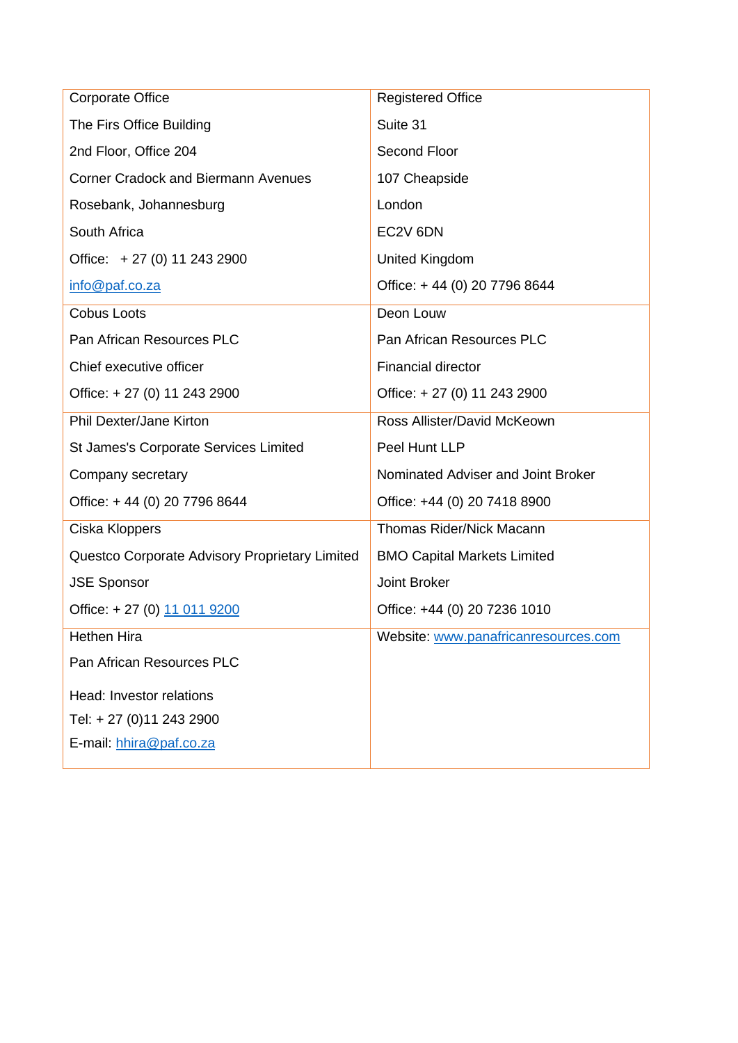| | |
|---|---|
| Corporate Office<br>The Firs Office Building<br>2nd Floor, Office 204<br>Corner Cradock and Biermann Avenues<br>Rosebank, Johannesburg<br>South Africa<br>Office: + 27 (0) 11 243 2900<br>info@paf.co.za | Registered Office<br>Suite 31<br>Second Floor<br>107 Cheapside<br>London<br>EC2V 6DN<br>United Kingdom<br>Office: + 44 (0) 20 7796 8644 |
| Cobus Loots<br>Pan African Resources PLC<br>Chief executive officer<br>Office: + 27 (0) 11 243 2900 | Deon Louw<br>Pan African Resources PLC<br>Financial director<br>Office: + 27 (0) 11 243 2900 |
| Phil Dexter/Jane Kirton<br>St James's Corporate Services Limited<br>Company secretary<br>Office: + 44 (0) 20 7796 8644 | Ross Allister/David McKeown<br>Peel Hunt LLP<br>Nominated Adviser and Joint Broker<br>Office: +44 (0) 20 7418 8900 |
| Ciska Kloppers<br>Questco Corporate Advisory Proprietary Limited<br>JSE Sponsor<br>Office: + 27 (0) 11 011 9200 | Thomas Rider/Nick Macann<br>BMO Capital Markets Limited<br>Joint Broker<br>Office: +44 (0) 20 7236 1010 |
| Hethen Hira<br>Pan African Resources PLC<br>Head: Investor relations<br>Tel: + 27 (0)11 243 2900<br>E-mail: hhira@paf.co.za | Website: www.panafricanresources.com |